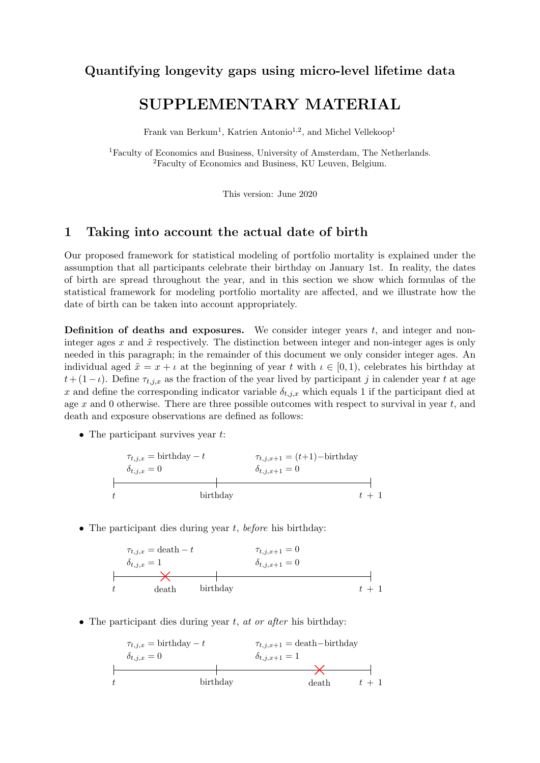**Quantifying longevity gaps using micro-level lifetime data**

# SUPPLEMENTARY MATERIAL

Frank van Berkum[1], Katrien Antonio[1,2], and Michel Vellekoop[1]

[1]Faculty of Economics and Business, University of Amsterdam, The Netherlands.
[2]Faculty of Economics and Business, KU Leuven, Belgium.

This version: June 2020

## 1 Taking into account the actual date of birth

Our proposed framework for statistical modeling of portfolio mortality is explained under the assumption that all participants celebrate their birthday on January 1st. In reality, the dates of birth are spread throughout the year, and in this section we show which formulas of the statistical framework for modeling portfolio mortality are affected, and we illustrate how the date of birth can be taken into account appropriately.

**Definition of deaths and exposures.** We consider integer years $t$, and integer and non-integer ages $x$ and $\tilde{x}$ respectively. The distinction between integer and non-integer ages is only needed in this paragraph; in the remainder of this document we only consider integer ages. An individual aged $\tilde{x} = x + \iota$ at the beginning of year $t$ with $\iota \in [0, 1)$, celebrates his birthday at $t + (1 - \iota)$. Define $\tau_{t,j,x}$ as the fraction of the year lived by participant $j$ in calender year $t$ at age $x$ and define the corresponding indicator variable $\delta_{t,j,x}$ which equals 1 if the participant died at age $x$ and 0 otherwise. There are three possible outcomes with respect to survival in year $t$, and death and exposure observations are defined as follows:

- The participant survives year $t$:

  $\tau_{t,j,x} = \text{birthday} - t$, $\delta_{t,j,x} = 0$ (from $t$ to birthday)

  $\tau_{t,j,x+1} = (t+1) - \text{birthday}$, $\delta_{t,j,x+1} = 0$ (from birthday to $t+1$)

- The participant dies during year $t$, *before* his birthday:

  $\tau_{t,j,x} = \text{death} - t$, $\delta_{t,j,x} = 1$ (from $t$ to death)

  $\tau_{t,j,x+1} = 0$, $\delta_{t,j,x+1} = 0$

- The participant dies during year $t$, *at or after* his birthday:

  $\tau_{t,j,x} = \text{birthday} - t$, $\delta_{t,j,x} = 0$ (from $t$ to birthday)

  $\tau_{t,j,x+1} = \text{death} - \text{birthday}$, $\delta_{t,j,x+1} = 1$ (from birthday to death)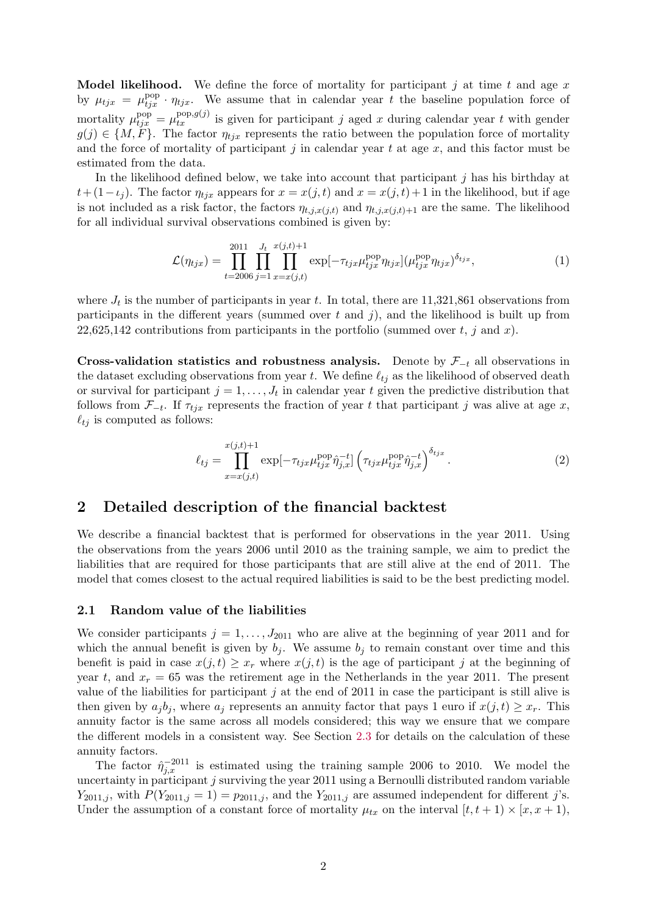**Model likelihood.** We define the force of mortality for participant $j$ at time $t$ and age $x$ by $\mu_{tjx} = \mu^{\text{pop}}_{tjx} \cdot \eta_{tjx}$. We assume that in calendar year $t$ the baseline population force of mortality $\mu^{\text{pop}}_{tjx} = \mu^{\text{pop},g(j)}_{tx}$ is given for participant $j$ aged $x$ during calendar year $t$ with gender $g(j) \in \{M, F\}$. The factor $\eta_{tjx}$ represents the ratio between the population force of mortality and the force of mortality of participant $j$ in calendar year $t$ at age $x$, and this factor must be estimated from the data.

In the likelihood defined below, we take into account that participant $j$ has his birthday at $t + (1 - \iota_j)$. The factor $\eta_{tjx}$ appears for $x = x(j,t)$ and $x = x(j,t)+1$ in the likelihood, but if age is not included as a risk factor, the factors $\eta_{t,j,x(j,t)}$ and $\eta_{t,j,x(j,t)+1}$ are the same. The likelihood for all individual survival observations combined is given by:

$$\mathcal{L}(\eta_{tjx}) = \prod_{t=2006}^{2011} \prod_{j=1}^{J_t} \prod_{x=x(j,t)}^{x(j,t)+1} \exp[-\tau_{tjx}\mu^{\text{pop}}_{tjx}\eta_{tjx}](\mu^{\text{pop}}_{tjx}\eta_{tjx})^{\delta_{tjx}}, \tag{1}$$

where $J_t$ is the number of participants in year $t$. In total, there are 11,321,861 observations from participants in the different years (summed over $t$ and $j$), and the likelihood is built up from 22,625,142 contributions from participants in the portfolio (summed over $t$, $j$ and $x$).

**Cross-validation statistics and robustness analysis.** Denote by $\mathcal{F}_{-t}$ all observations in the dataset excluding observations from year $t$. We define $\ell_{tj}$ as the likelihood of observed death or survival for participant $j = 1, \ldots, J_t$ in calendar year $t$ given the predictive distribution that follows from $\mathcal{F}_{-t}$. If $\tau_{tjx}$ represents the fraction of year $t$ that participant $j$ was alive at age $x$, $\ell_{tj}$ is computed as follows:

$$\ell_{tj} = \prod_{x=x(j,t)}^{x(j,t)+1} \exp[-\tau_{tjx}\mu^{\text{pop}}_{tjx}\hat{\eta}^{-t}_{j,x}] \left(\tau_{tjx}\mu^{\text{pop}}_{tjx}\hat{\eta}^{-t}_{j,x}\right)^{\delta_{tjx}}. \tag{2}$$

# 2 Detailed description of the financial backtest

We describe a financial backtest that is performed for observations in the year 2011. Using the observations from the years 2006 until 2010 as the training sample, we aim to predict the liabilities that are required for those participants that are still alive at the end of 2011. The model that comes closest to the actual required liabilities is said to be the best predicting model.

## 2.1 Random value of the liabilities

We consider participants $j = 1, \ldots, J_{2011}$ who are alive at the beginning of year 2011 and for which the annual benefit is given by $b_j$. We assume $b_j$ to remain constant over time and this benefit is paid in case $x(j,t) \geq x_r$ where $x(j,t)$ is the age of participant $j$ at the beginning of year $t$, and $x_r = 65$ was the retirement age in the Netherlands in the year 2011. The present value of the liabilities for participant $j$ at the end of 2011 in case the participant is still alive is then given by $a_j b_j$, where $a_j$ represents an annuity factor that pays 1 euro if $x(j,t) \geq x_r$. This annuity factor is the same across all models considered; this way we ensure that we compare the different models in a consistent way. See Section 2.3 for details on the calculation of these annuity factors.

The factor $\hat{\eta}^{-2011}_{j,x}$ is estimated using the training sample 2006 to 2010. We model the uncertainty in participant $j$ surviving the year 2011 using a Bernoulli distributed random variable $Y_{2011,j}$, with $P(Y_{2011,j} = 1) = p_{2011,j}$, and the $Y_{2011,j}$ are assumed independent for different $j$'s. Under the assumption of a constant force of mortality $\mu_{tx}$ on the interval $[t, t+1) \times [x, x+1)$,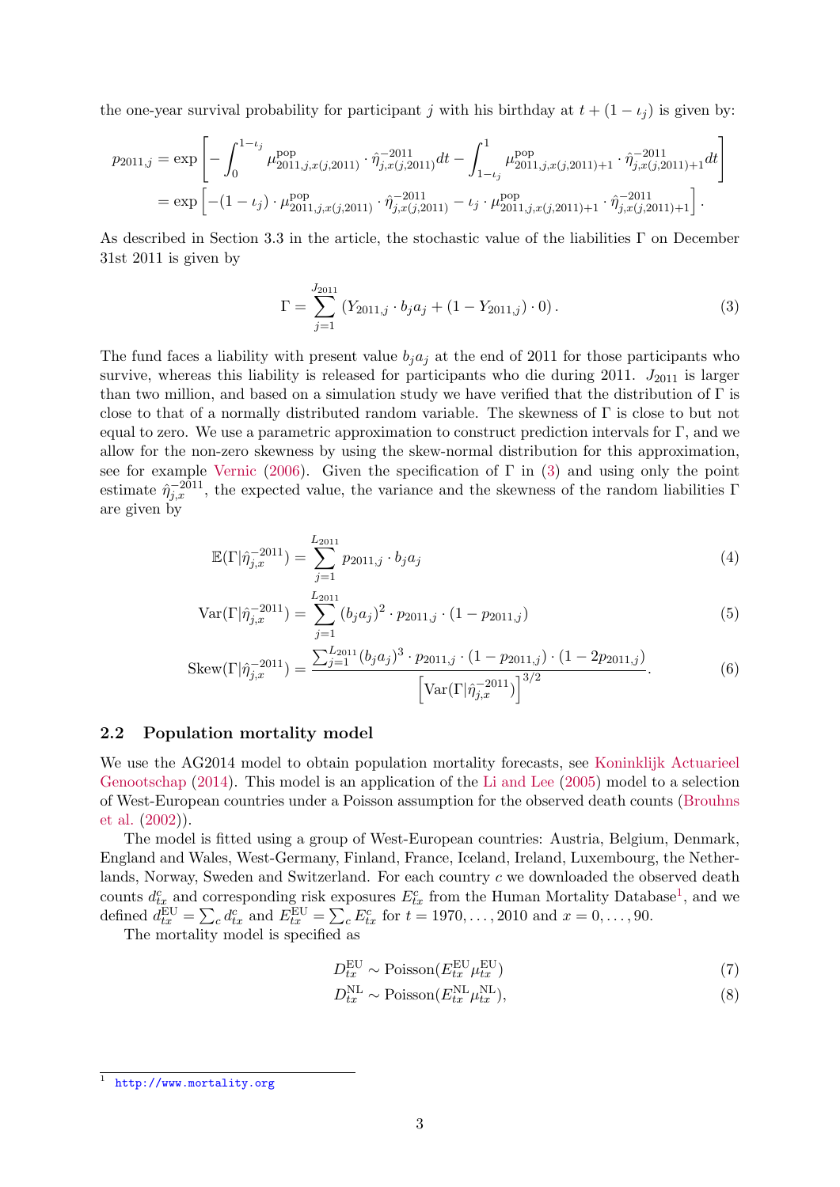the one-year survival probability for participant $j$ with his birthday at $t + (1 - \iota_j)$ is given by:

$$
\begin{aligned}
p_{2011,j} &= \exp\left[ -\int_0^{1-\iota_j} \mu^{\text{pop}}_{2011,j,x(j,2011)} \cdot \hat{\eta}^{-2011}_{j,x(j,2011)} dt - \int_{1-\iota_j}^{1} \mu^{\text{pop}}_{2011,j,x(j,2011)+1} \cdot \hat{\eta}^{-2011}_{j,x(j,2011)+1} dt \right] \\
&= \exp\left[ -(1-\iota_j) \cdot \mu^{\text{pop}}_{2011,j,x(j,2011)} \cdot \hat{\eta}^{-2011}_{j,x(j,2011)} - \iota_j \cdot \mu^{\text{pop}}_{2011,j,x(j,2011)+1} \cdot \hat{\eta}^{-2011}_{j,x(j,2011)+1} \right].
\end{aligned}
$$

As described in Section 3.3 in the article, the stochastic value of the liabilities $\Gamma$ on December 31st 2011 is given by

$$
\Gamma = \sum_{j=1}^{J_{2011}} \left( Y_{2011,j} \cdot b_j a_j + (1 - Y_{2011,j}) \cdot 0 \right). \tag{3}
$$

The fund faces a liability with present value $b_j a_j$ at the end of 2011 for those participants who survive, whereas this liability is released for participants who die during 2011. $J_{2011}$ is larger than two million, and based on a simulation study we have verified that the distribution of $\Gamma$ is close to that of a normally distributed random variable. The skewness of $\Gamma$ is close to but not equal to zero. We use a parametric approximation to construct prediction intervals for $\Gamma$, and we allow for the non-zero skewness by using the skew-normal distribution for this approximation, see for example Vernic (2006). Given the specification of $\Gamma$ in (3) and using only the point estimate $\hat{\eta}^{-2011}_{j,x}$, the expected value, the variance and the skewness of the random liabilities $\Gamma$ are given by

$$
\mathbb{E}(\Gamma | \hat{\eta}^{-2011}_{j,x}) = \sum_{j=1}^{L_{2011}} p_{2011,j} \cdot b_j a_j \tag{4}
$$

$$
\text{Var}(\Gamma | \hat{\eta}^{-2011}_{j,x}) = \sum_{j=1}^{L_{2011}} (b_j a_j)^2 \cdot p_{2011,j} \cdot (1 - p_{2011,j}) \tag{5}
$$

$$
\text{Skew}(\Gamma | \hat{\eta}^{-2011}_{j,x}) = \frac{\sum_{j=1}^{L_{2011}} (b_j a_j)^3 \cdot p_{2011,j} \cdot (1 - p_{2011,j}) \cdot (1 - 2p_{2011,j})}{\left[ \text{Var}(\Gamma | \hat{\eta}^{-2011}_{j,x}) \right]^{3/2}}. \tag{6}
$$

## 2.2 Population mortality model

We use the AG2014 model to obtain population mortality forecasts, see Koninklijk Actuarieel Genootschap (2014). This model is an application of the Li and Lee (2005) model to a selection of West-European countries under a Poisson assumption for the observed death counts (Brouhns et al. (2002)).

The model is fitted using a group of West-European countries: Austria, Belgium, Denmark, England and Wales, West-Germany, Finland, France, Iceland, Ireland, Luxembourg, the Netherlands, Norway, Sweden and Switzerland. For each country $c$ we downloaded the observed death counts $d^c_{tx}$ and corresponding risk exposures $E^c_{tx}$ from the Human Mortality Database[1], and we defined $d^{\text{EU}}_{tx} = \sum_c d^c_{tx}$ and $E^{\text{EU}}_{tx} = \sum_c E^c_{tx}$ for $t = 1970, \ldots, 2010$ and $x = 0, \ldots, 90$.

The mortality model is specified as

$$
D^{\text{EU}}_{tx} \sim \text{Poisson}(E^{\text{EU}}_{tx} \mu^{\text{EU}}_{tx}) \tag{7}
$$

$$
D^{\text{NL}}_{tx} \sim \text{Poisson}(E^{\text{NL}}_{tx} \mu^{\text{NL}}_{tx}), \tag{8}
$$

[1] http://www.mortality.org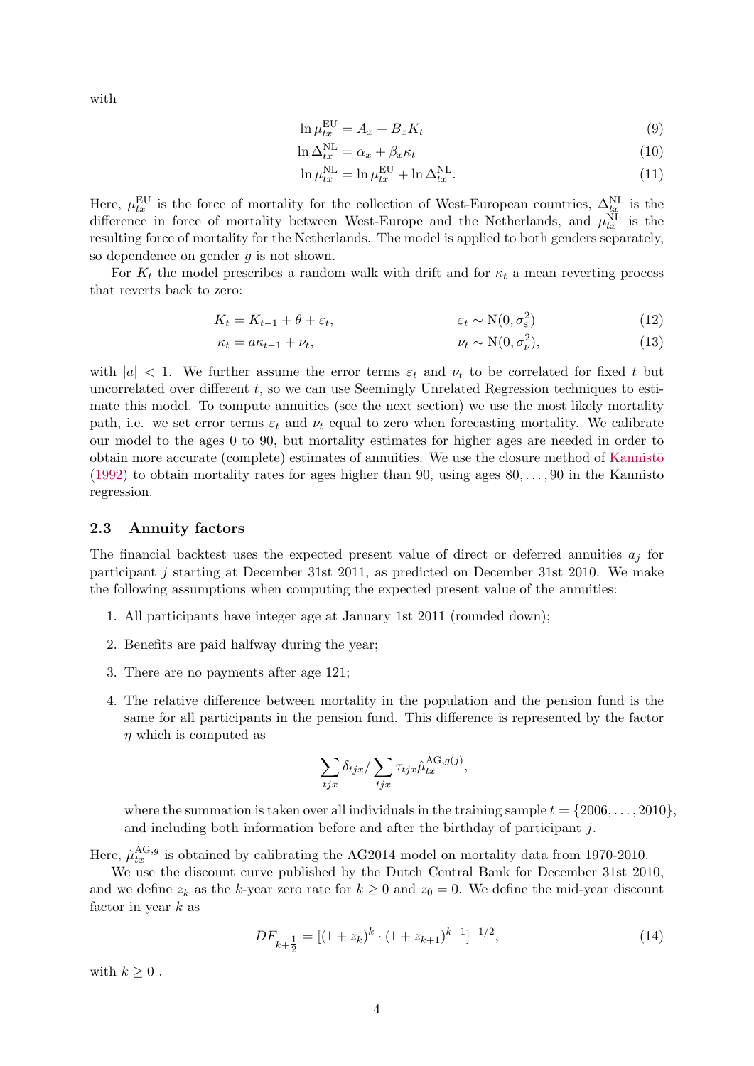with

$$\ln \mu_{tx}^{\mathrm{EU}} = A_x + B_x K_t \tag{9}$$

$$\ln \Delta_{tx}^{\mathrm{NL}} = \alpha_x + \beta_x \kappa_t \tag{10}$$

$$\ln \mu_{tx}^{\mathrm{NL}} = \ln \mu_{tx}^{\mathrm{EU}} + \ln \Delta_{tx}^{\mathrm{NL}}. \tag{11}$$

Here, $\mu_{tx}^{\mathrm{EU}}$ is the force of mortality for the collection of West-European countries, $\Delta_{tx}^{\mathrm{NL}}$ is the difference in force of mortality between West-Europe and the Netherlands, and $\mu_{tx}^{\mathrm{NL}}$ is the resulting force of mortality for the Netherlands. The model is applied to both genders separately, so dependence on gender $g$ is not shown.

For $K_t$ the model prescribes a random walk with drift and for $\kappa_t$ a mean reverting process that reverts back to zero:

$$K_t = K_{t-1} + \theta + \varepsilon_t, \qquad \varepsilon_t \sim \mathrm{N}(0, \sigma_\varepsilon^2) \tag{12}$$

$$\kappa_t = a\kappa_{t-1} + \nu_t, \qquad \nu_t \sim \mathrm{N}(0, \sigma_\nu^2), \tag{13}$$

with $|a| < 1$. We further assume the error terms $\varepsilon_t$ and $\nu_t$ to be correlated for fixed $t$ but uncorrelated over different $t$, so we can use Seemingly Unrelated Regression techniques to estimate this model. To compute annuities (see the next section) we use the most likely mortality path, i.e. we set error terms $\varepsilon_t$ and $\nu_t$ equal to zero when forecasting mortality. We calibrate our model to the ages 0 to 90, but mortality estimates for higher ages are needed in order to obtain more accurate (complete) estimates of annuities. We use the closure method of Kannistö (1992) to obtain mortality rates for ages higher than 90, using ages $80, \ldots, 90$ in the Kannisto regression.

### 2.3 Annuity factors

The financial backtest uses the expected present value of direct or deferred annuities $a_j$ for participant $j$ starting at December 31st 2011, as predicted on December 31st 2010. We make the following assumptions when computing the expected present value of the annuities:

1. All participants have integer age at January 1st 2011 (rounded down);
2. Benefits are paid halfway during the year;
3. There are no payments after age 121;
4. The relative difference between mortality in the population and the pension fund is the same for all participants in the pension fund. This difference is represented by the factor $\eta$ which is computed as

$$\sum_{tjx} \delta_{tjx} / \sum_{tjx} \tau_{tjx} \hat{\mu}_{tx}^{\mathrm{AG},g(j)},$$

where the summation is taken over all individuals in the training sample $t = \{2006, \ldots, 2010\}$, and including both information before and after the birthday of participant $j$.

Here, $\hat{\mu}_{tx}^{\mathrm{AG},g}$ is obtained by calibrating the AG2014 model on mortality data from 1970-2010.

We use the discount curve published by the Dutch Central Bank for December 31st 2010, and we define $z_k$ as the $k$-year zero rate for $k \geq 0$ and $z_0 = 0$. We define the mid-year discount factor in year $k$ as

$$DF_{k+\frac{1}{2}} = [(1 + z_k)^k \cdot (1 + z_{k+1})^{k+1}]^{-1/2}, \tag{14}$$

with $k \geq 0$ .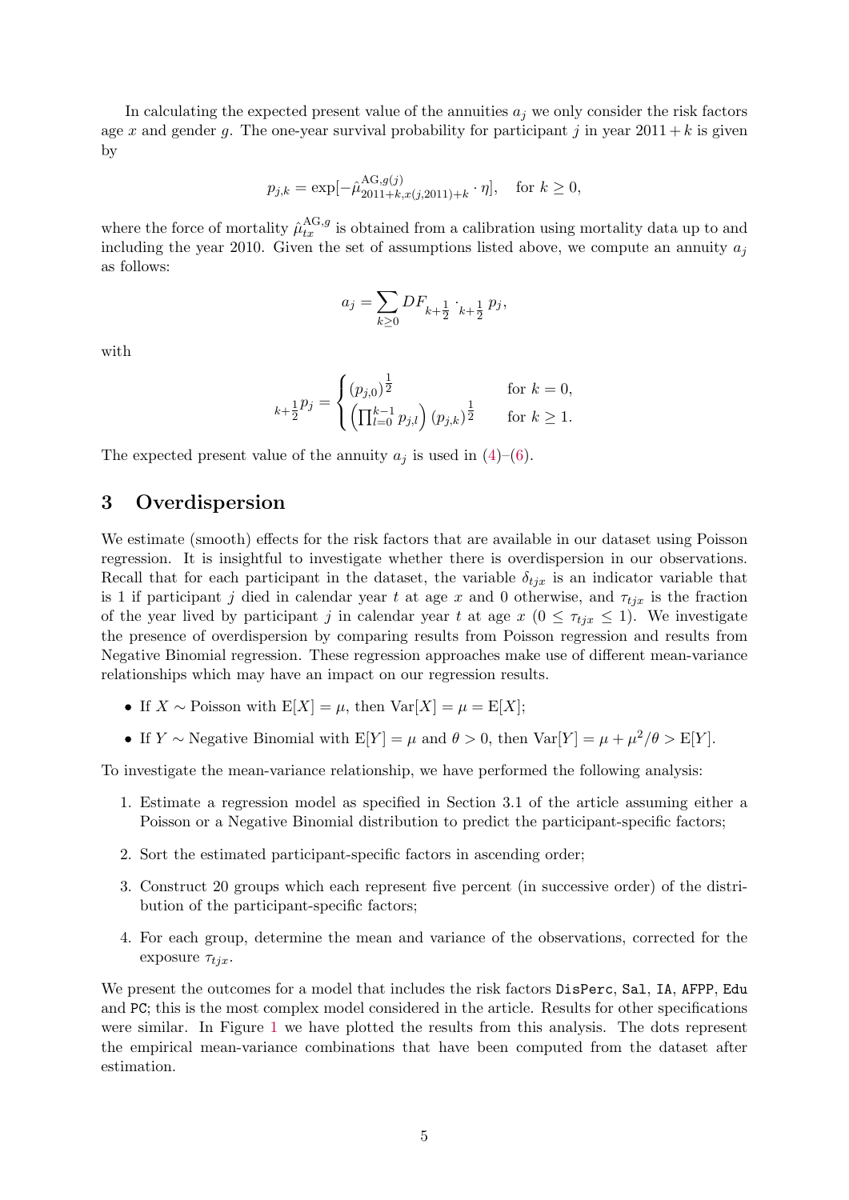In calculating the expected present value of the annuities $a_j$ we only consider the risk factors age $x$ and gender $g$. The one-year survival probability for participant $j$ in year $2011+k$ is given by

$$p_{j,k} = \exp[-\hat{\mu}^{\text{AG},g(j)}_{2011+k,x(j,2011)+k} \cdot \eta], \quad \text{for } k \geq 0,$$

where the force of mortality $\hat{\mu}^{\text{AG},g}_{tx}$ is obtained from a calibration using mortality data up to and including the year 2010. Given the set of assumptions listed above, we compute an annuity $a_j$ as follows:

$$a_j = \sum_{k \geq 0} DF_{k+\frac{1}{2}} \cdot {}_{k+\frac{1}{2}}\, p_j,$$

with

$$_{k+\frac{1}{2}}p_j = \begin{cases} (p_{j,0})^{\frac{1}{2}} & \text{for } k = 0, \\ \left(\prod_{l=0}^{k-1} p_{j,l}\right)(p_{j,k})^{\frac{1}{2}} & \text{for } k \geq 1. \end{cases}$$

The expected present value of the annuity $a_j$ is used in (4)–(6).

## 3 Overdispersion

We estimate (smooth) effects for the risk factors that are available in our dataset using Poisson regression. It is insightful to investigate whether there is overdispersion in our observations. Recall that for each participant in the dataset, the variable $\delta_{tjx}$ is an indicator variable that is 1 if participant $j$ died in calendar year $t$ at age $x$ and 0 otherwise, and $\tau_{tjx}$ is the fraction of the year lived by participant $j$ in calendar year $t$ at age $x$ ($0 \leq \tau_{tjx} \leq 1$). We investigate the presence of overdispersion by comparing results from Poisson regression and results from Negative Binomial regression. These regression approaches make use of different mean-variance relationships which may have an impact on our regression results.

- If $X \sim$ Poisson with $\text{E}[X] = \mu$, then $\text{Var}[X] = \mu = \text{E}[X]$;
- If $Y \sim$ Negative Binomial with $\text{E}[Y] = \mu$ and $\theta > 0$, then $\text{Var}[Y] = \mu + \mu^2/\theta > \text{E}[Y]$.

To investigate the mean-variance relationship, we have performed the following analysis:

1. Estimate a regression model as specified in Section 3.1 of the article assuming either a Poisson or a Negative Binomial distribution to predict the participant-specific factors;
2. Sort the estimated participant-specific factors in ascending order;
3. Construct 20 groups which each represent five percent (in successive order) of the distribution of the participant-specific factors;
4. For each group, determine the mean and variance of the observations, corrected for the exposure $\tau_{tjx}$.

We present the outcomes for a model that includes the risk factors `DisPerc`, `Sal`, `IA`, `AFPP`, `Edu` and `PC`; this is the most complex model considered in the article. Results for other specifications were similar. In Figure 1 we have plotted the results from this analysis. The dots represent the empirical mean-variance combinations that have been computed from the dataset after estimation.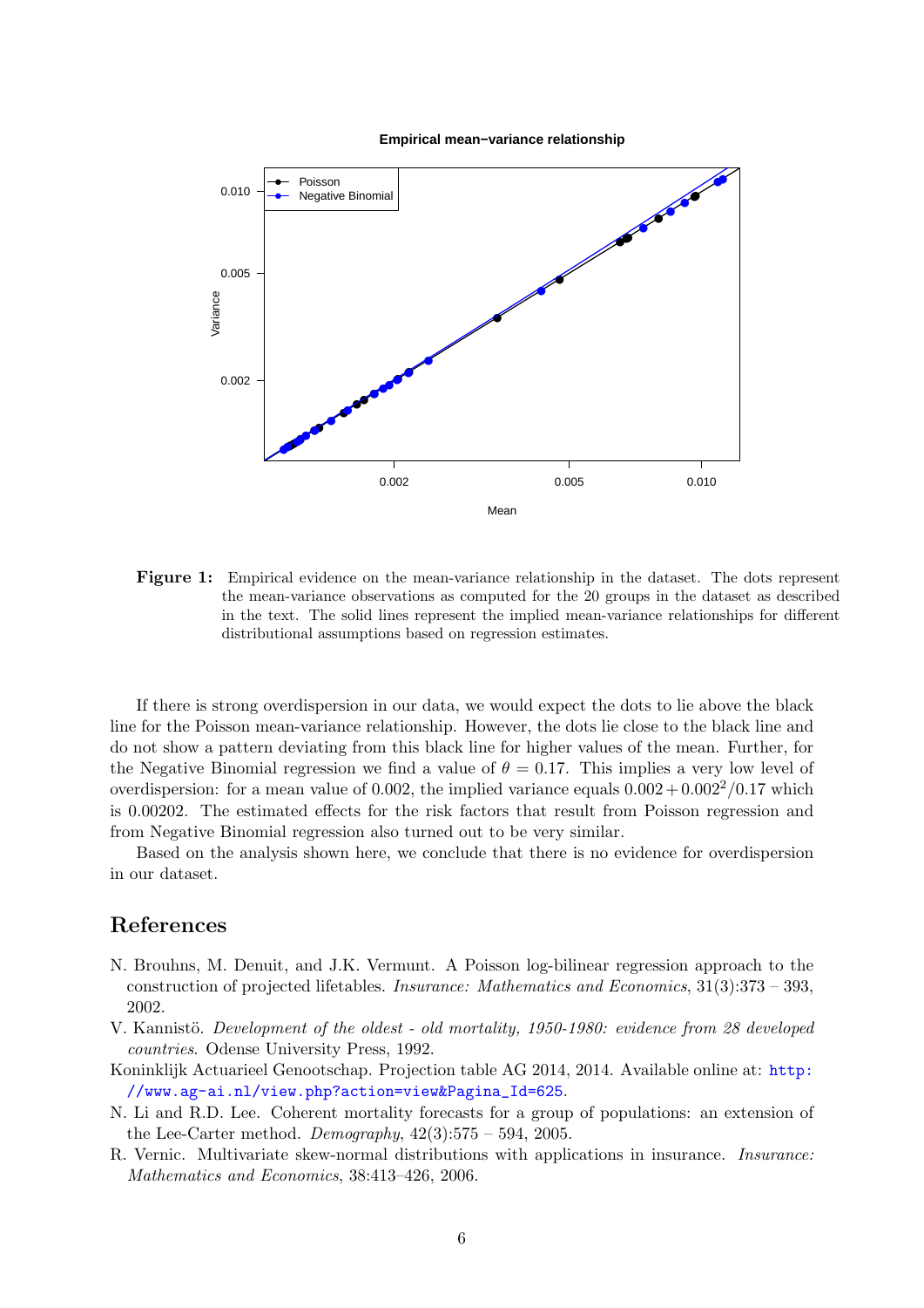Empirical mean−variance relationship

Poisson
Negative Binomial

Variance

0.010
0.005
0.002

0.002
0.005
0.010

Mean

**Figure 1:** Empirical evidence on the mean-variance relationship in the dataset. The dots represent the mean-variance observations as computed for the 20 groups in the dataset as described in the text. The solid lines represent the implied mean-variance relationships for different distributional assumptions based on regression estimates.

If there is strong overdispersion in our data, we would expect the dots to lie above the black line for the Poisson mean-variance relationship. However, the dots lie close to the black line and do not show a pattern deviating from this black line for higher values of the mean. Further, for the Negative Binomial regression we find a value of $\theta = 0.17$. This implies a very low level of overdispersion: for a mean value of 0.002, the implied variance equals $0.002 + 0.002^2/0.17$ which is 0.00202. The estimated effects for the risk factors that result from Poisson regression and from Negative Binomial regression also turned out to be very similar.

Based on the analysis shown here, we conclude that there is no evidence for overdispersion in our dataset.

## References

N. Brouhns, M. Denuit, and J.K. Vermunt. A Poisson log-bilinear regression approach to the construction of projected lifetables. *Insurance: Mathematics and Economics*, 31(3):373 – 393, 2002.

V. Kannistö. *Development of the oldest - old mortality, 1950-1980: evidence from 28 developed countries*. Odense University Press, 1992.

Koninklijk Actuarieel Genootschap. Projection table AG 2014, 2014. Available online at: http://www.ag-ai.nl/view.php?action=view&Pagina_Id=625.

N. Li and R.D. Lee. Coherent mortality forecasts for a group of populations: an extension of the Lee-Carter method. *Demography*, 42(3):575 – 594, 2005.

R. Vernic. Multivariate skew-normal distributions with applications in insurance. *Insurance: Mathematics and Economics*, 38:413–426, 2006.